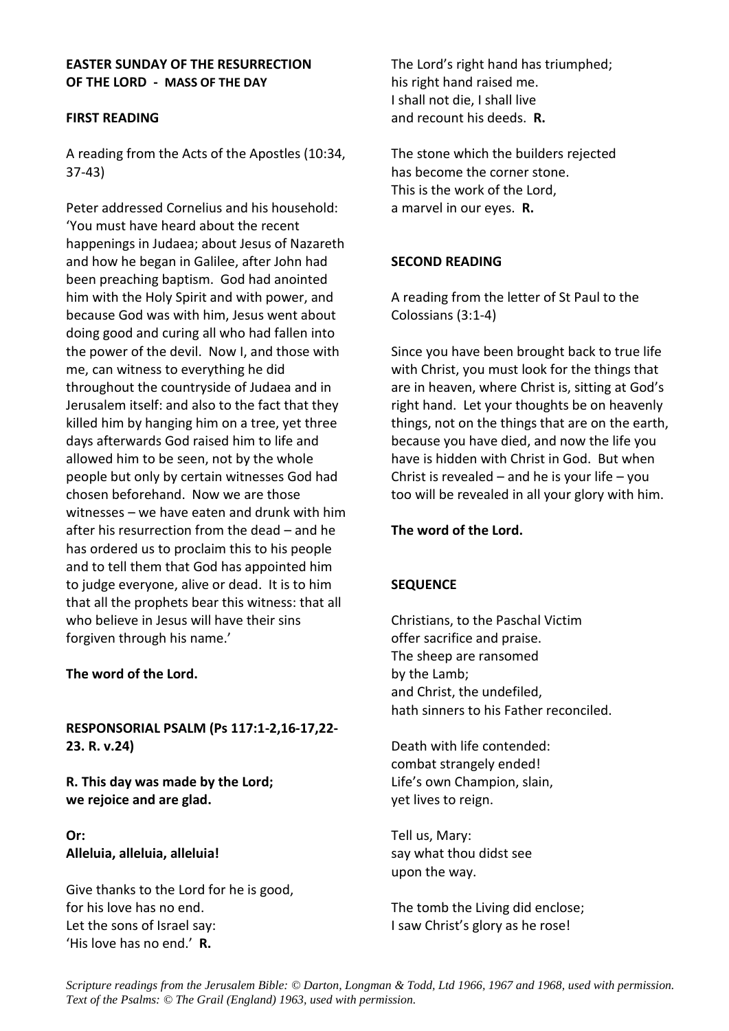**EASTER SUNDAY OF THE RESURRECTION OF THE LORD - MASS OF THE DAY**

**FIRST READING**

A reading from the Acts of the Apostles (10:34, 37-43)

Peter addressed Cornelius and his household: 'You must have heard about the recent happenings in Judaea; about Jesus of Nazareth and how he began in Galilee, after John had been preaching baptism. God had anointed him with the Holy Spirit and with power, and because God was with him, Jesus went about doing good and curing all who had fallen into the power of the devil. Now I, and those with me, can witness to everything he did throughout the countryside of Judaea and in Jerusalem itself: and also to the fact that they killed him by hanging him on a tree, yet three days afterwards God raised him to life and allowed him to be seen, not by the whole people but only by certain witnesses God had chosen beforehand. Now we are those witnesses – we have eaten and drunk with him after his resurrection from the dead – and he has ordered us to proclaim this to his people and to tell them that God has appointed him to judge everyone, alive or dead. It is to him that all the prophets bear this witness: that all who believe in Jesus will have their sins forgiven through his name.'

**The word of the Lord.**

**RESPONSORIAL PSALM (Ps 117:1-2,16-17,22-23. R. v.24)**

**R. This day was made by the Lord;
we rejoice and are glad.**

**Or:
Alleluia, alleluia, alleluia!**

Give thanks to the Lord for he is good,
for his love has no end.
Let the sons of Israel say:
'His love has no end.' **R.**

The Lord's right hand has triumphed;
his right hand raised me.
I shall not die, I shall live
and recount his deeds. **R.**

The stone which the builders rejected
has become the corner stone.
This is the work of the Lord,
a marvel in our eyes. **R.**

**SECOND READING**

A reading from the letter of St Paul to the Colossians (3:1-4)

Since you have been brought back to true life with Christ, you must look for the things that are in heaven, where Christ is, sitting at God's right hand. Let your thoughts be on heavenly things, not on the things that are on the earth, because you have died, and now the life you have is hidden with Christ in God. But when Christ is revealed – and he is your life – you too will be revealed in all your glory with him.

**The word of the Lord.**

**SEQUENCE**

Christians, to the Paschal Victim
offer sacrifice and praise.
The sheep are ransomed
by the Lamb;
and Christ, the undefiled,
hath sinners to his Father reconciled.

Death with life contended:
combat strangely ended!
Life's own Champion, slain,
yet lives to reign.

Tell us, Mary:
say what thou didst see
upon the way.

The tomb the Living did enclose;
I saw Christ's glory as he rose!

*Scripture readings from the Jerusalem Bible: © Darton, Longman & Todd, Ltd 1966, 1967 and 1968, used with permission. Text of the Psalms: © The Grail (England) 1963, used with permission.*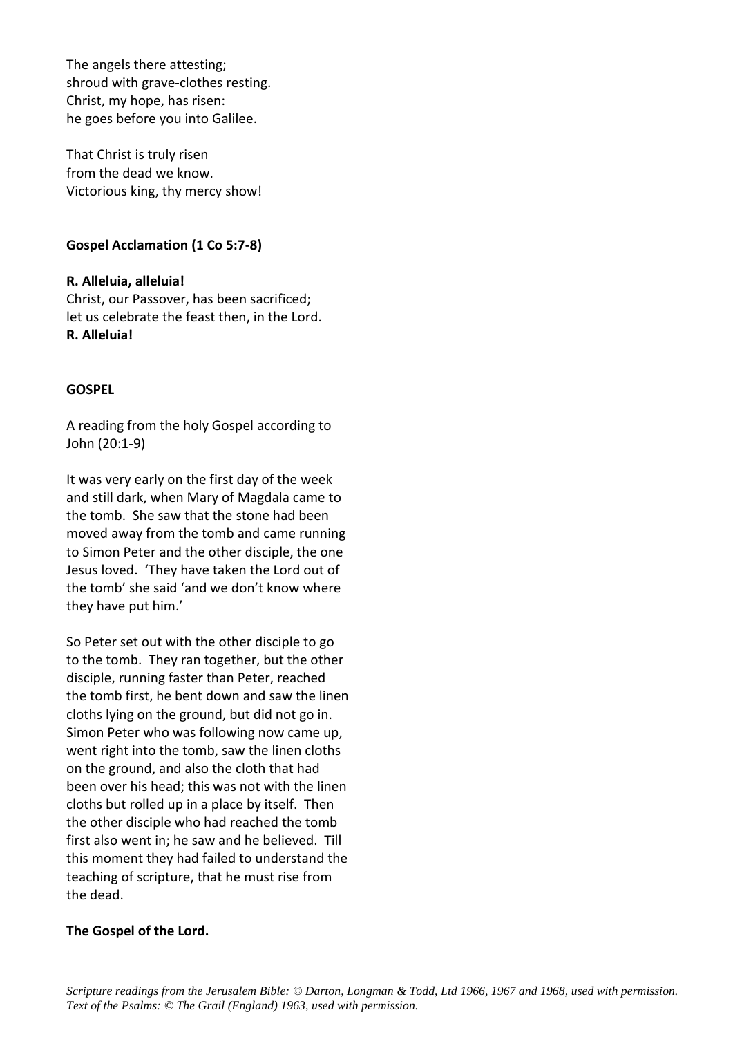The angels there attesting;
shroud with grave-clothes resting.
Christ, my hope, has risen:
he goes before you into Galilee.

That Christ is truly risen
from the dead we know.
Victorious king, thy mercy show!

**Gospel Acclamation (1 Co 5:7-8)**

**R. Alleluia, alleluia!**
Christ, our Passover, has been sacrificed;
let us celebrate the feast then, in the Lord.
**R. Alleluia!**

**GOSPEL**

A reading from the holy Gospel according to John (20:1-9)

It was very early on the first day of the week and still dark, when Mary of Magdala came to the tomb. She saw that the stone had been moved away from the tomb and came running to Simon Peter and the other disciple, the one Jesus loved. 'They have taken the Lord out of the tomb' she said 'and we don't know where they have put him.'

So Peter set out with the other disciple to go to the tomb. They ran together, but the other disciple, running faster than Peter, reached the tomb first, he bent down and saw the linen cloths lying on the ground, but did not go in. Simon Peter who was following now came up, went right into the tomb, saw the linen cloths on the ground, and also the cloth that had been over his head; this was not with the linen cloths but rolled up in a place by itself. Then the other disciple who had reached the tomb first also went in; he saw and he believed. Till this moment they had failed to understand the teaching of scripture, that he must rise from the dead.

**The Gospel of the Lord.**

*Scripture readings from the Jerusalem Bible: © Darton, Longman & Todd, Ltd 1966, 1967 and 1968, used with permission.*
*Text of the Psalms: © The Grail (England) 1963, used with permission.*